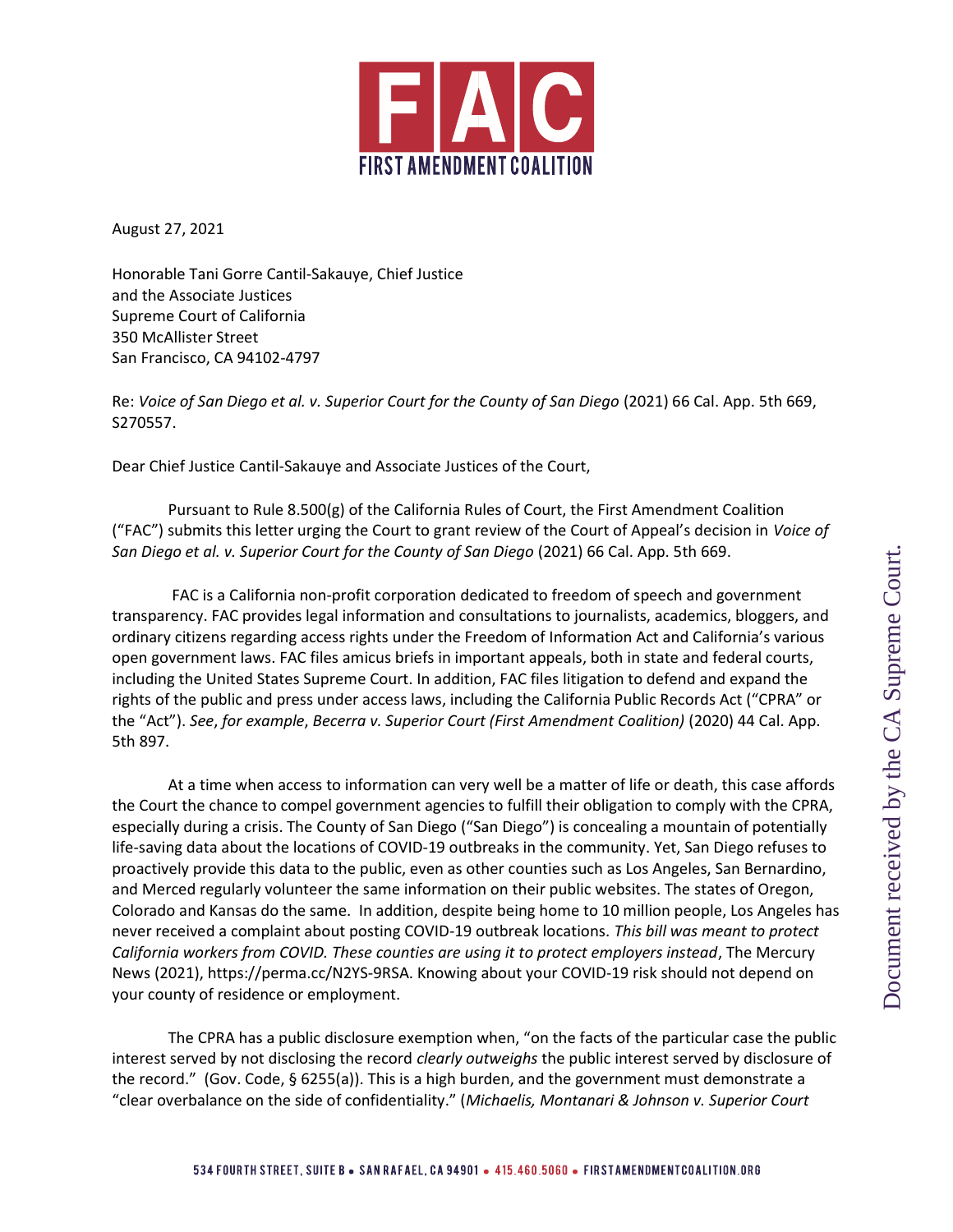# FAC

**FIRST AMENDMENT COALITION**

August 27, 2021

Honorable Tani Gorre Cantil-Sakauye, Chief Justice
and the Associate Justices
Supreme Court of California
350 McAllister Street
San Francisco, CA 94102-4797

Re: *Voice of San Diego et al. v. Superior Court for the County of San Diego* (2021) 66 Cal. App. 5th 669, S270557.

Dear Chief Justice Cantil-Sakauye and Associate Justices of the Court,

Pursuant to Rule 8.500(g) of the California Rules of Court, the First Amendment Coalition ("FAC") submits this letter urging the Court to grant review of the Court of Appeal's decision in *Voice of San Diego et al. v. Superior Court for the County of San Diego* (2021) 66 Cal. App. 5th 669.

FAC is a California non-profit corporation dedicated to freedom of speech and government transparency. FAC provides legal information and consultations to journalists, academics, bloggers, and ordinary citizens regarding access rights under the Freedom of Information Act and California's various open government laws. FAC files amicus briefs in important appeals, both in state and federal courts, including the United States Supreme Court. In addition, FAC files litigation to defend and expand the rights of the public and press under access laws, including the California Public Records Act ("CPRA" or the "Act"). *See*, *for example*, *Becerra v. Superior Court (First Amendment Coalition)* (2020) 44 Cal. App. 5th 897.

At a time when access to information can very well be a matter of life or death, this case affords the Court the chance to compel government agencies to fulfill their obligation to comply with the CPRA, especially during a crisis. The County of San Diego ("San Diego") is concealing a mountain of potentially life-saving data about the locations of COVID-19 outbreaks in the community. Yet, San Diego refuses to proactively provide this data to the public, even as other counties such as Los Angeles, San Bernardino, and Merced regularly volunteer the same information on their public websites. The states of Oregon, Colorado and Kansas do the same. In addition, despite being home to 10 million people, Los Angeles has never received a complaint about posting COVID-19 outbreak locations. *This bill was meant to protect California workers from COVID. These counties are using it to protect employers instead*, The Mercury News (2021), https://perma.cc/N2YS-9RSA. Knowing about your COVID-19 risk should not depend on your county of residence or employment.

The CPRA has a public disclosure exemption when, "on the facts of the particular case the public interest served by not disclosing the record *clearly outweighs* the public interest served by disclosure of the record." (Gov. Code, § 6255(a)). This is a high burden, and the government must demonstrate a "clear overbalance on the side of confidentiality." (*Michaelis, Montanari & Johnson v. Superior Court*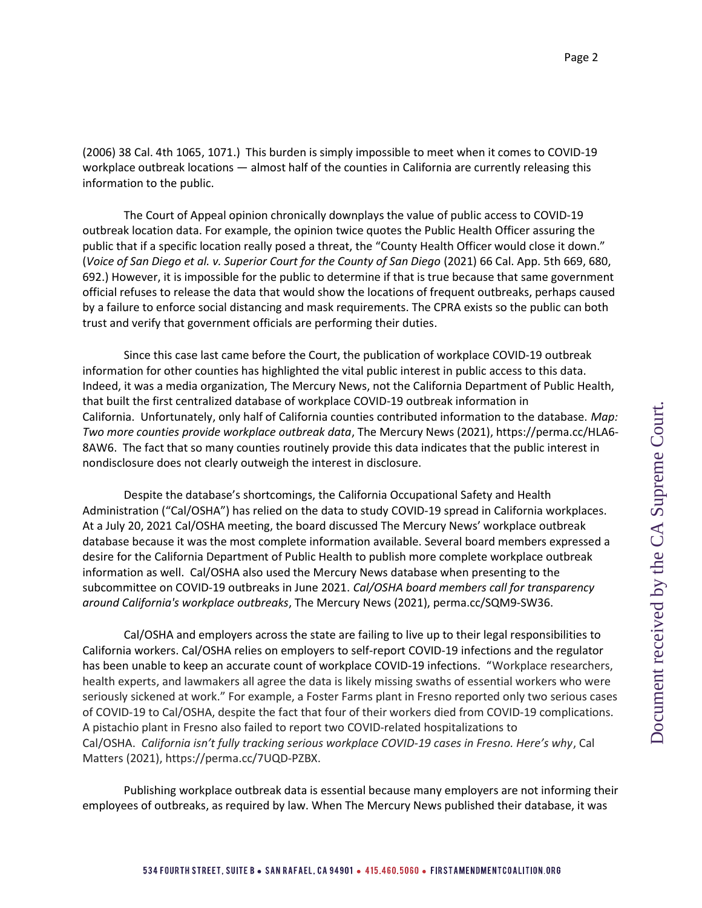(2006) 38 Cal. 4th 1065, 1071.) This burden is simply impossible to meet when it comes to COVID-19 workplace outbreak locations — almost half of the counties in California are currently releasing this information to the public.

The Court of Appeal opinion chronically downplays the value of public access to COVID-19 outbreak location data. For example, the opinion twice quotes the Public Health Officer assuring the public that if a specific location really posed a threat, the "County Health Officer would close it down." (*Voice of San Diego et al. v. Superior Court for the County of San Diego* (2021) 66 Cal. App. 5th 669, 680, 692.) However, it is impossible for the public to determine if that is true because that same government official refuses to release the data that would show the locations of frequent outbreaks, perhaps caused by a failure to enforce social distancing and mask requirements. The CPRA exists so the public can both trust and verify that government officials are performing their duties.

Since this case last came before the Court, the publication of workplace COVID-19 outbreak information for other counties has highlighted the vital public interest in public access to this data. Indeed, it was a media organization, The Mercury News, not the California Department of Public Health, that built the first centralized database of workplace COVID-19 outbreak information in California. Unfortunately, only half of California counties contributed information to the database. *Map: Two more counties provide workplace outbreak data*, The Mercury News (2021), https://perma.cc/HLA6-8AW6. The fact that so many counties routinely provide this data indicates that the public interest in nondisclosure does not clearly outweigh the interest in disclosure.

Despite the database's shortcomings, the California Occupational Safety and Health Administration ("Cal/OSHA") has relied on the data to study COVID-19 spread in California workplaces. At a July 20, 2021 Cal/OSHA meeting, the board discussed The Mercury News' workplace outbreak database because it was the most complete information available. Several board members expressed a desire for the California Department of Public Health to publish more complete workplace outbreak information as well. Cal/OSHA also used the Mercury News database when presenting to the subcommittee on COVID-19 outbreaks in June 2021. *Cal/OSHA board members call for transparency around California's workplace outbreaks*, The Mercury News (2021), perma.cc/SQM9-SW36.

Cal/OSHA and employers across the state are failing to live up to their legal responsibilities to California workers. Cal/OSHA relies on employers to self-report COVID-19 infections and the regulator has been unable to keep an accurate count of workplace COVID-19 infections. "Workplace researchers, health experts, and lawmakers all agree the data is likely missing swaths of essential workers who were seriously sickened at work." For example, a Foster Farms plant in Fresno reported only two serious cases of COVID-19 to Cal/OSHA, despite the fact that four of their workers died from COVID-19 complications. A pistachio plant in Fresno also failed to report two COVID-related hospitalizations to Cal/OSHA. *California isn't fully tracking serious workplace COVID-19 cases in Fresno. Here's why*, Cal Matters (2021), https://perma.cc/7UQD-PZBX.

Publishing workplace outbreak data is essential because many employers are not informing their employees of outbreaks, as required by law. When The Mercury News published their database, it was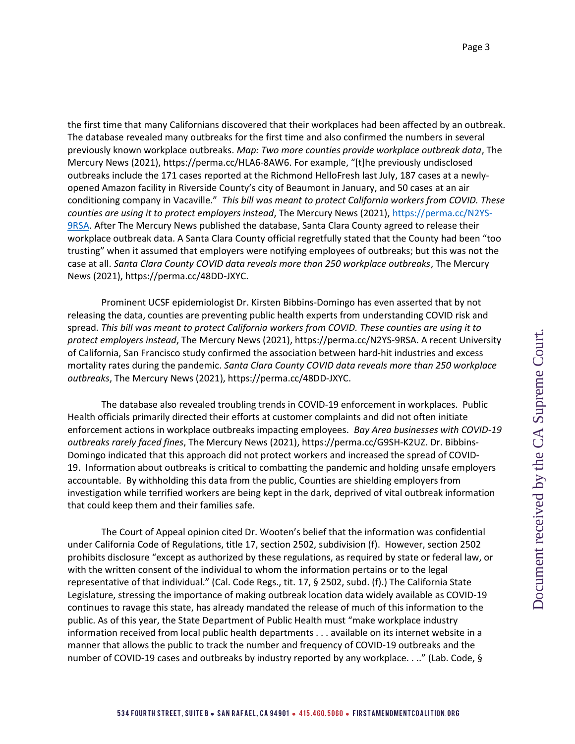the first time that many Californians discovered that their workplaces had been affected by an outbreak. The database revealed many outbreaks for the first time and also confirmed the numbers in several previously known workplace outbreaks. *Map: Two more counties provide workplace outbreak data*, The Mercury News (2021), https://perma.cc/HLA6-8AW6. For example, "[t]he previously undisclosed outbreaks include the 171 cases reported at the Richmond HelloFresh last July, 187 cases at a newly-opened Amazon facility in Riverside County's city of Beaumont in January, and 50 cases at an air conditioning company in Vacaville." *This bill was meant to protect California workers from COVID. These counties are using it to protect employers instead*, The Mercury News (2021), https://perma.cc/N2YS-9RSA. After The Mercury News published the database, Santa Clara County agreed to release their workplace outbreak data. A Santa Clara County official regretfully stated that the County had been "too trusting" when it assumed that employers were notifying employees of outbreaks; but this was not the case at all. *Santa Clara County COVID data reveals more than 250 workplace outbreaks*, The Mercury News (2021), https://perma.cc/48DD-JXYC.

Prominent UCSF epidemiologist Dr. Kirsten Bibbins-Domingo has even asserted that by not releasing the data, counties are preventing public health experts from understanding COVID risk and spread. *This bill was meant to protect California workers from COVID. These counties are using it to protect employers instead*, The Mercury News (2021), https://perma.cc/N2YS-9RSA. A recent University of California, San Francisco study confirmed the association between hard-hit industries and excess mortality rates during the pandemic. *Santa Clara County COVID data reveals more than 250 workplace outbreaks*, The Mercury News (2021), https://perma.cc/48DD-JXYC.

The database also revealed troubling trends in COVID-19 enforcement in workplaces. Public Health officials primarily directed their efforts at customer complaints and did not often initiate enforcement actions in workplace outbreaks impacting employees. *Bay Area businesses with COVID-19 outbreaks rarely faced fines*, The Mercury News (2021), https://perma.cc/G9SH-K2UZ. Dr. Bibbins-Domingo indicated that this approach did not protect workers and increased the spread of COVID-19. Information about outbreaks is critical to combatting the pandemic and holding unsafe employers accountable. By withholding this data from the public, Counties are shielding employers from investigation while terrified workers are being kept in the dark, deprived of vital outbreak information that could keep them and their families safe.

The Court of Appeal opinion cited Dr. Wooten's belief that the information was confidential under California Code of Regulations, title 17, section 2502, subdivision (f). However, section 2502 prohibits disclosure "except as authorized by these regulations, as required by state or federal law, or with the written consent of the individual to whom the information pertains or to the legal representative of that individual." (Cal. Code Regs., tit. 17, § 2502, subd. (f).) The California State Legislature, stressing the importance of making outbreak location data widely available as COVID-19 continues to ravage this state, has already mandated the release of much of this information to the public. As of this year, the State Department of Public Health must "make workplace industry information received from local public health departments . . . available on its internet website in a manner that allows the public to track the number and frequency of COVID-19 outbreaks and the number of COVID-19 cases and outbreaks by industry reported by any workplace. . .." (Lab. Code, §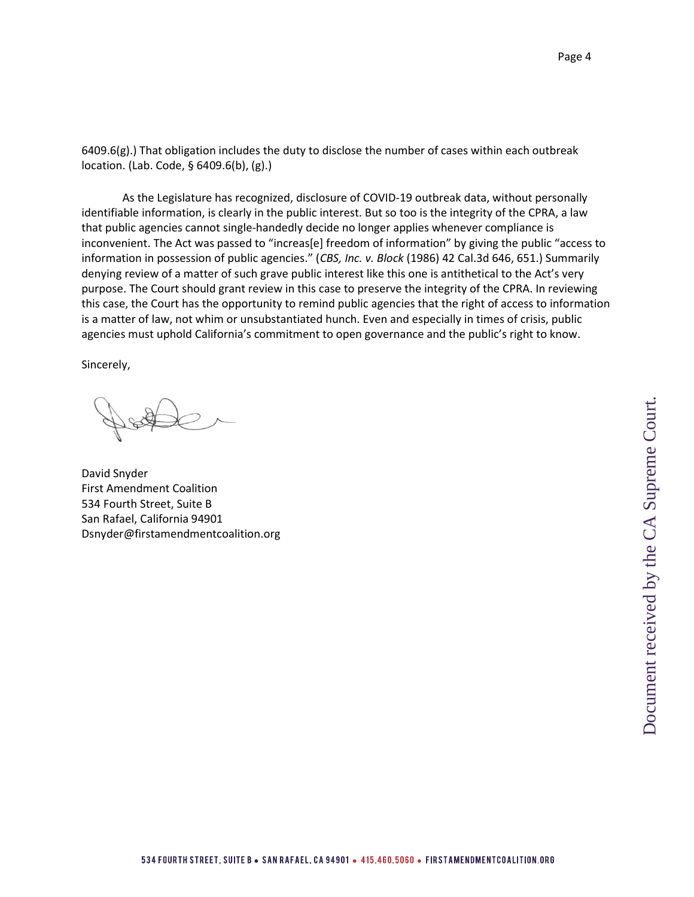6409.6(g).) That obligation includes the duty to disclose the number of cases within each outbreak location. (Lab. Code, § 6409.6(b), (g).)

As the Legislature has recognized, disclosure of COVID-19 outbreak data, without personally identifiable information, is clearly in the public interest. But so too is the integrity of the CPRA, a law that public agencies cannot single-handedly decide no longer applies whenever compliance is inconvenient. The Act was passed to "increas[e] freedom of information" by giving the public "access to information in possession of public agencies." (*CBS, Inc. v. Block* (1986) 42 Cal.3d 646, 651.) Summarily denying review of a matter of such grave public interest like this one is antithetical to the Act's very purpose. The Court should grant review in this case to preserve the integrity of the CPRA. In reviewing this case, the Court has the opportunity to remind public agencies that the right of access to information is a matter of law, not whim or unsubstantiated hunch. Even and especially in times of crisis, public agencies must uphold California's commitment to open governance and the public's right to know.

Sincerely,

David Snyder
First Amendment Coalition
534 Fourth Street, Suite B
San Rafael, California 94901
Dsnyder@firstamendmentcoalition.org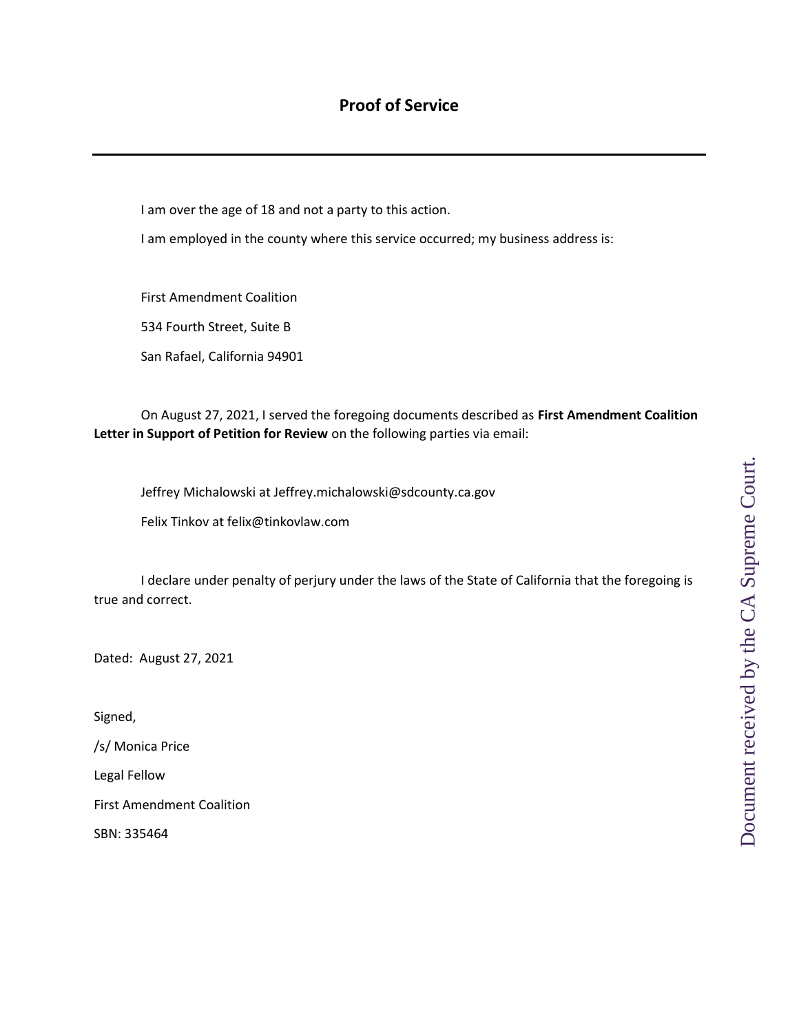# Proof of Service

I am over the age of 18 and not a party to this action.

I am employed in the county where this service occurred; my business address is:

First Amendment Coalition

534 Fourth Street, Suite B

San Rafael, California 94901

On August 27, 2021, I served the foregoing documents described as **First Amendment Coalition Letter in Support of Petition for Review** on the following parties via email:

Jeffrey Michalowski at Jeffrey.michalowski@sdcounty.ca.gov

Felix Tinkov at felix@tinkovlaw.com

I declare under penalty of perjury under the laws of the State of California that the foregoing is true and correct.

Dated: August 27, 2021

Signed,

/s/ Monica Price

Legal Fellow

First Amendment Coalition

SBN: 335464

Document received by the CA Supreme Court.